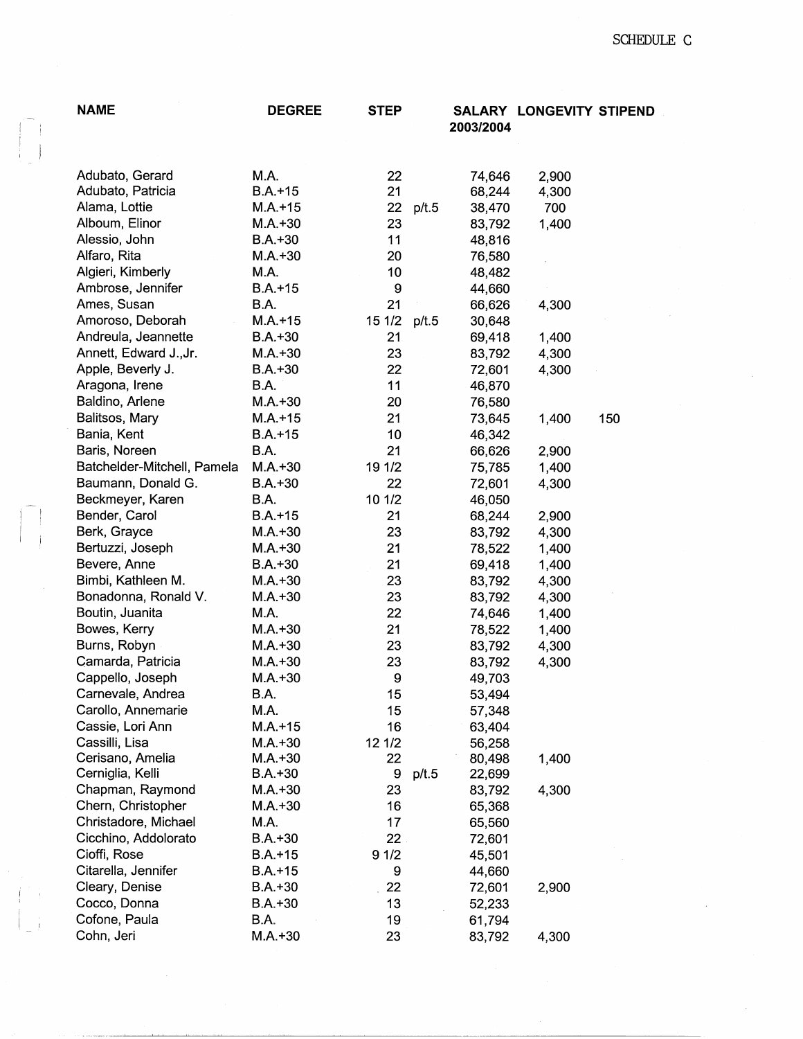SCHEDULE C

| NAME | DEGREE | STEP | | SALARY 2003/2004 | LONGEVITY | STIPEND |
|---|---|---|---|---|---|---|
| Adubato, Gerard | M.A. | 22 | | 74,646 | 2,900 | |
| Adubato, Patricia | B.A.+15 | 21 | | 68,244 | 4,300 | |
| Alama, Lottie | M.A.+15 | 22 | p/t.5 | 38,470 | 700 | |
| Alboum, Elinor | M.A.+30 | 23 | | 83,792 | 1,400 | |
| Alessio, John | B.A.+30 | 11 | | 48,816 | | |
| Alfaro, Rita | M.A.+30 | 20 | | 76,580 | | |
| Algieri, Kimberly | M.A. | 10 | | 48,482 | | |
| Ambrose, Jennifer | B.A.+15 | 9 | | 44,660 | | |
| Ames, Susan | B.A. | 21 | | 66,626 | 4,300 | |
| Amoroso, Deborah | M.A.+15 | 15 1/2 | p/t.5 | 30,648 | | |
| Andreula, Jeannette | B.A.+30 | 21 | | 69,418 | 1,400 | |
| Annett, Edward J.,Jr. | M.A.+30 | 23 | | 83,792 | 4,300 | |
| Apple, Beverly J. | B.A.+30 | 22 | | 72,601 | 4,300 | |
| Aragona, Irene | B.A. | 11 | | 46,870 | | |
| Baldino, Arlene | M.A.+30 | 20 | | 76,580 | | |
| Balitsos, Mary | M.A.+15 | 21 | | 73,645 | 1,400 | 150 |
| Bania, Kent | B.A.+15 | 10 | | 46,342 | | |
| Baris, Noreen | B.A. | 21 | | 66,626 | 2,900 | |
| Batchelder-Mitchell, Pamela | M.A.+30 | 19 1/2 | | 75,785 | 1,400 | |
| Baumann, Donald G. | B.A.+30 | 22 | | 72,601 | 4,300 | |
| Beckmeyer, Karen | B.A. | 10 1/2 | | 46,050 | | |
| Bender, Carol | B.A.+15 | 21 | | 68,244 | 2,900 | |
| Berk, Grayce | M.A.+30 | 23 | | 83,792 | 4,300 | |
| Bertuzzi, Joseph | M.A.+30 | 21 | | 78,522 | 1,400 | |
| Bevere, Anne | B.A.+30 | 21 | | 69,418 | 1,400 | |
| Bimbi, Kathleen M. | M.A.+30 | 23 | | 83,792 | 4,300 | |
| Bonadonna, Ronald V. | M.A.+30 | 23 | | 83,792 | 4,300 | |
| Boutin, Juanita | M.A. | 22 | | 74,646 | 1,400 | |
| Bowes, Kerry | M.A.+30 | 21 | | 78,522 | 1,400 | |
| Burns, Robyn | M.A.+30 | 23 | | 83,792 | 4,300 | |
| Camarda, Patricia | M.A.+30 | 23 | | 83,792 | 4,300 | |
| Cappello, Joseph | M.A.+30 | 9 | | 49,703 | | |
| Carnevale, Andrea | B.A. | 15 | | 53,494 | | |
| Carollo, Annemarie | M.A. | 15 | | 57,348 | | |
| Cassie, Lori Ann | M.A.+15 | 16 | | 63,404 | | |
| Cassilli, Lisa | M.A.+30 | 12 1/2 | | 56,258 | | |
| Cerisano, Amelia | M.A.+30 | 22 | | 80,498 | 1,400 | |
| Cerniglia, Kelli | B.A.+30 | 9 | p/t.5 | 22,699 | | |
| Chapman, Raymond | M.A.+30 | 23 | | 83,792 | 4,300 | |
| Chern, Christopher | M.A.+30 | 16 | | 65,368 | | |
| Christadore, Michael | M.A. | 17 | | 65,560 | | |
| Cicchino, Addolorato | B.A.+30 | 22 | | 72,601 | | |
| Cioffi, Rose | B.A.+15 | 9 1/2 | | 45,501 | | |
| Citarella, Jennifer | B.A.+15 | 9 | | 44,660 | | |
| Cleary, Denise | B.A.+30 | 22 | | 72,601 | 2,900 | |
| Cocco, Donna | B.A.+30 | 13 | | 52,233 | | |
| Cofone, Paula | B.A. | 19 | | 61,794 | | |
| Cohn, Jeri | M.A.+30 | 23 | | 83,792 | 4,300 | |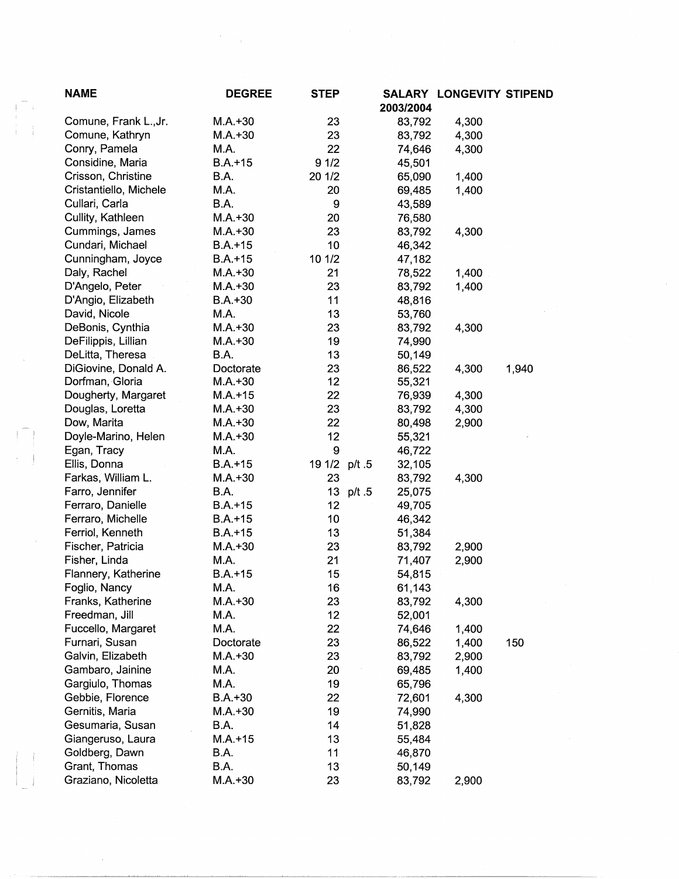| NAME | DEGREE | STEP | | SALARY 2003/2004 | LONGEVITY | STIPEND |
|---|---|---|---|---|---|---|
| Comune, Frank L.,Jr. | M.A.+30 | 23 | | 83,792 | 4,300 | |
| Comune, Kathryn | M.A.+30 | 23 | | 83,792 | 4,300 | |
| Conry, Pamela | M.A. | 22 | | 74,646 | 4,300 | |
| Considine, Maria | B.A.+15 | 9 1/2 | | 45,501 | | |
| Crisson, Christine | B.A. | 20 1/2 | | 65,090 | 1,400 | |
| Cristantiello, Michele | M.A. | 20 | | 69,485 | 1,400 | |
| Cullari, Carla | B.A. | 9 | | 43,589 | | |
| Cullity, Kathleen | M.A.+30 | 20 | | 76,580 | | |
| Cummings, James | M.A.+30 | 23 | | 83,792 | 4,300 | |
| Cundari, Michael | B.A.+15 | 10 | | 46,342 | | |
| Cunningham, Joyce | B.A.+15 | 10 1/2 | | 47,182 | | |
| Daly, Rachel | M.A.+30 | 21 | | 78,522 | 1,400 | |
| D'Angelo, Peter | M.A.+30 | 23 | | 83,792 | 1,400 | |
| D'Angio, Elizabeth | B.A.+30 | 11 | | 48,816 | | |
| David, Nicole | M.A. | 13 | | 53,760 | | |
| DeBonis, Cynthia | M.A.+30 | 23 | | 83,792 | 4,300 | |
| DeFilippis, Lillian | M.A.+30 | 19 | | 74,990 | | |
| DeLitta, Theresa | B.A. | 13 | | 50,149 | | |
| DiGiovine, Donald A. | Doctorate | 23 | | 86,522 | 4,300 | 1,940 |
| Dorfman, Gloria | M.A.+30 | 12 | | 55,321 | | |
| Dougherty, Margaret | M.A.+15 | 22 | | 76,939 | 4,300 | |
| Douglas, Loretta | M.A.+30 | 23 | | 83,792 | 4,300 | |
| Dow, Marita | M.A.+30 | 22 | | 80,498 | 2,900 | |
| Doyle-Marino, Helen | M.A.+30 | 12 | | 55,321 | | |
| Egan, Tracy | M.A. | 9 | | 46,722 | | |
| Ellis, Donna | B.A.+15 | 19 1/2 | p/t .5 | 32,105 | | |
| Farkas, William L. | M.A.+30 | 23 | | 83,792 | 4,300 | |
| Farro, Jennifer | B.A. | 13 | p/t .5 | 25,075 | | |
| Ferraro, Danielle | B.A.+15 | 12 | | 49,705 | | |
| Ferraro, Michelle | B.A.+15 | 10 | | 46,342 | | |
| Ferriol, Kenneth | B.A.+15 | 13 | | 51,384 | | |
| Fischer, Patricia | M.A.+30 | 23 | | 83,792 | 2,900 | |
| Fisher, Linda | M.A. | 21 | | 71,407 | 2,900 | |
| Flannery, Katherine | B.A.+15 | 15 | | 54,815 | | |
| Foglio, Nancy | M.A. | 16 | | 61,143 | | |
| Franks, Katherine | M.A.+30 | 23 | | 83,792 | 4,300 | |
| Freedman, Jill | M.A. | 12 | | 52,001 | | |
| Fuccello, Margaret | M.A. | 22 | | 74,646 | 1,400 | |
| Furnari, Susan | Doctorate | 23 | | 86,522 | 1,400 | 150 |
| Galvin, Elizabeth | M.A.+30 | 23 | | 83,792 | 2,900 | |
| Gambaro, Jainine | M.A. | 20 | | 69,485 | 1,400 | |
| Gargiulo, Thomas | M.A. | 19 | | 65,796 | | |
| Gebbie, Florence | B.A.+30 | 22 | | 72,601 | 4,300 | |
| Gernitis, Maria | M.A.+30 | 19 | | 74,990 | | |
| Gesumaria, Susan | B.A. | 14 | | 51,828 | | |
| Giangeruso, Laura | M.A.+15 | 13 | | 55,484 | | |
| Goldberg, Dawn | B.A. | 11 | | 46,870 | | |
| Grant, Thomas | B.A. | 13 | | 50,149 | | |
| Graziano, Nicoletta | M.A.+30 | 23 | | 83,792 | 2,900 | |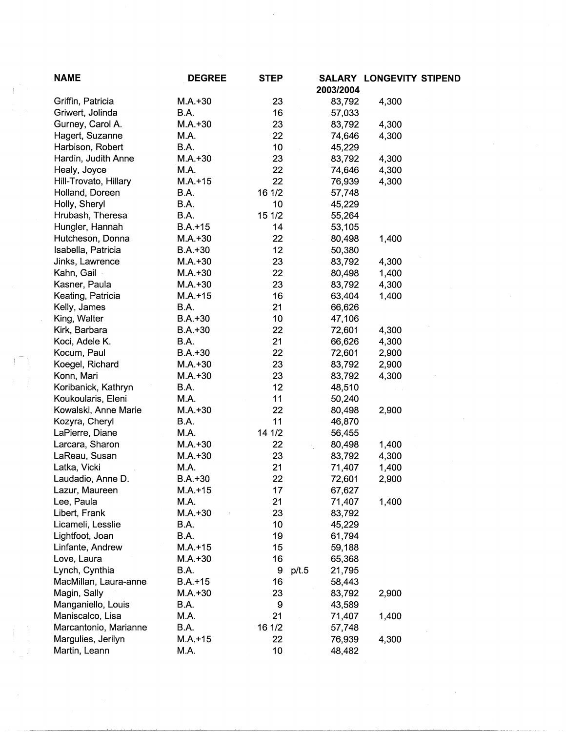| NAME | DEGREE | STEP | | SALARY 2003/2004 | LONGEVITY | STIPEND |
|---|---|---|---|---|---|---|
| Griffin, Patricia | M.A.+30 | 23 | | 83,792 | 4,300 | |
| Griwert, Jolinda | B.A. | 16 | | 57,033 | | |
| Gurney, Carol A. | M.A.+30 | 23 | | 83,792 | 4,300 | |
| Hagert, Suzanne | M.A. | 22 | | 74,646 | 4,300 | |
| Harbison, Robert | B.A. | 10 | | 45,229 | | |
| Hardin, Judith Anne | M.A.+30 | 23 | | 83,792 | 4,300 | |
| Healy, Joyce | M.A. | 22 | | 74,646 | 4,300 | |
| Hill-Trovato, Hillary | M.A.+15 | 22 | | 76,939 | 4,300 | |
| Holland, Doreen | B.A. | 16 1/2 | | 57,748 | | |
| Holly, Sheryl | B.A. | 10 | | 45,229 | | |
| Hrubash, Theresa | B.A. | 15 1/2 | | 55,264 | | |
| Hungler, Hannah | B.A.+15 | 14 | | 53,105 | | |
| Hutcheson, Donna | M.A.+30 | 22 | | 80,498 | 1,400 | |
| Isabella, Patricia | B.A.+30 | 12 | | 50,380 | | |
| Jinks, Lawrence | M.A.+30 | 23 | | 83,792 | 4,300 | |
| Kahn, Gail | M.A.+30 | 22 | | 80,498 | 1,400 | |
| Kasner, Paula | M.A.+30 | 23 | | 83,792 | 4,300 | |
| Keating, Patricia | M.A.+15 | 16 | | 63,404 | 1,400 | |
| Kelly, James | B.A. | 21 | | 66,626 | | |
| King, Walter | B.A.+30 | 10 | | 47,106 | | |
| Kirk, Barbara | B.A.+30 | 22 | | 72,601 | 4,300 | |
| Koci, Adele K. | B.A. | 21 | | 66,626 | 4,300 | |
| Kocum, Paul | B.A.+30 | 22 | | 72,601 | 2,900 | |
| Koegel, Richard | M.A.+30 | 23 | | 83,792 | 2,900 | |
| Konn, Mari | M.A.+30 | 23 | | 83,792 | 4,300 | |
| Koribanick, Kathryn | B.A. | 12 | | 48,510 | | |
| Koukoularis, Eleni | M.A. | 11 | | 50,240 | | |
| Kowalski, Anne Marie | M.A.+30 | 22 | | 80,498 | 2,900 | |
| Kozyra, Cheryl | B.A. | 11 | | 46,870 | | |
| LaPierre, Diane | M.A. | 14 1/2 | | 56,455 | | |
| Larcara, Sharon | M.A.+30 | 22 | | 80,498 | 1,400 | |
| LaReau, Susan | M.A.+30 | 23 | | 83,792 | 4,300 | |
| Latka, Vicki | M.A. | 21 | | 71,407 | 1,400 | |
| Laudadio, Anne D. | B.A.+30 | 22 | | 72,601 | 2,900 | |
| Lazur, Maureen | M.A.+15 | 17 | | 67,627 | | |
| Lee, Paula | M.A. | 21 | | 71,407 | 1,400 | |
| Libert, Frank | M.A.+30 | 23 | | 83,792 | | |
| Licameli, Lesslie | B.A. | 10 | | 45,229 | | |
| Lightfoot, Joan | B.A. | 19 | | 61,794 | | |
| Linfante, Andrew | M.A.+15 | 15 | | 59,188 | | |
| Love, Laura | M.A.+30 | 16 | | 65,368 | | |
| Lynch, Cynthia | B.A. | 9 | p/t.5 | 21,795 | | |
| MacMillan, Laura-anne | B.A.+15 | 16 | | 58,443 | | |
| Magin, Sally | M.A.+30 | 23 | | 83,792 | 2,900 | |
| Manganiello, Louis | B.A. | 9 | | 43,589 | | |
| Maniscalco, Lisa | M.A. | 21 | | 71,407 | 1,400 | |
| Marcantonio, Marianne | B.A. | 16 1/2 | | 57,748 | | |
| Margulies, Jerilyn | M.A.+15 | 22 | | 76,939 | 4,300 | |
| Martin, Leann | M.A. | 10 | | 48,482 | | |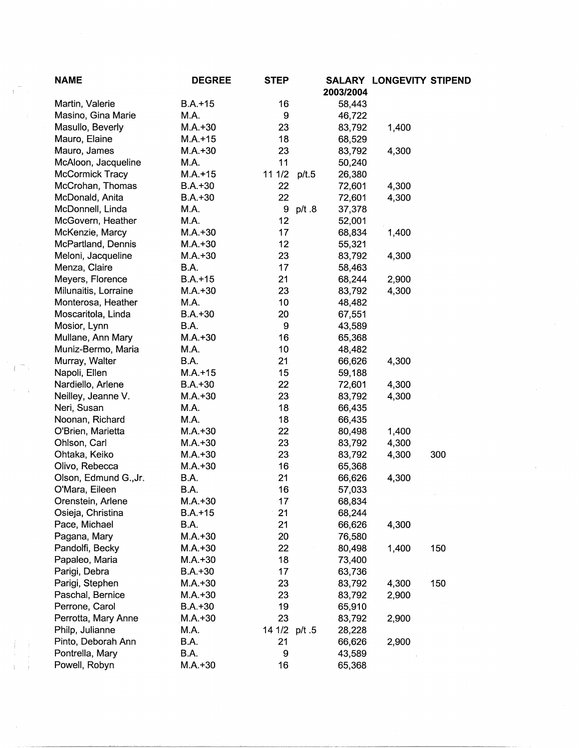| NAME | DEGREE | STEP | | SALARY 2003/2004 | LONGEVITY | STIPEND |
|---|---|---|---|---|---|---|
| Martin, Valerie | B.A.+15 | 16 | | 58,443 | | |
| Masino, Gina Marie | M.A. | 9 | | 46,722 | | |
| Masullo, Beverly | M.A.+30 | 23 | | 83,792 | 1,400 | |
| Mauro, Elaine | M.A.+15 | 18 | | 68,529 | | |
| Mauro, James | M.A.+30 | 23 | | 83,792 | 4,300 | |
| McAloon, Jacqueline | M.A. | 11 | | 50,240 | | |
| McCormick Tracy | M.A.+15 | 11 1/2 | p/t.5 | 26,380 | | |
| McCrohan, Thomas | B.A.+30 | 22 | | 72,601 | 4,300 | |
| McDonald, Anita | B.A.+30 | 22 | | 72,601 | 4,300 | |
| McDonnell, Linda | M.A. | 9 | p/t .8 | 37,378 | | |
| McGovern, Heather | M.A. | 12 | | 52,001 | | |
| McKenzie, Marcy | M.A.+30 | 17 | | 68,834 | 1,400 | |
| McPartland, Dennis | M.A.+30 | 12 | | 55,321 | | |
| Meloni, Jacqueline | M.A.+30 | 23 | | 83,792 | 4,300 | |
| Menza, Claire | B.A. | 17 | | 58,463 | | |
| Meyers, Florence | B.A.+15 | 21 | | 68,244 | 2,900 | |
| Milunaitis, Lorraine | M.A.+30 | 23 | | 83,792 | 4,300 | |
| Monterosa, Heather | M.A. | 10 | | 48,482 | | |
| Moscaritola, Linda | B.A.+30 | 20 | | 67,551 | | |
| Mosior, Lynn | B.A. | 9 | | 43,589 | | |
| Mullane, Ann Mary | M.A.+30 | 16 | | 65,368 | | |
| Muniz-Bermo, Maria | M.A. | 10 | | 48,482 | | |
| Murray, Walter | B.A. | 21 | | 66,626 | 4,300 | |
| Napoli, Ellen | M.A.+15 | 15 | | 59,188 | | |
| Nardiello, Arlene | B.A.+30 | 22 | | 72,601 | 4,300 | |
| Neilley, Jeanne V. | M.A.+30 | 23 | | 83,792 | 4,300 | |
| Neri, Susan | M.A. | 18 | | 66,435 | | |
| Noonan, Richard | M.A. | 18 | | 66,435 | | |
| O'Brien, Marietta | M.A.+30 | 22 | | 80,498 | 1,400 | |
| Ohlson, Carl | M.A.+30 | 23 | | 83,792 | 4,300 | |
| Ohtaka, Keiko | M.A.+30 | 23 | | 83,792 | 4,300 | 300 |
| Olivo, Rebecca | M.A.+30 | 16 | | 65,368 | | |
| Olson, Edmund G.,Jr. | B.A. | 21 | | 66,626 | 4,300 | |
| O'Mara, Eileen | B.A. | 16 | | 57,033 | | |
| Orenstein, Arlene | M.A.+30 | 17 | | 68,834 | | |
| Osieja, Christina | B.A.+15 | 21 | | 68,244 | | |
| Pace, Michael | B.A. | 21 | | 66,626 | 4,300 | |
| Pagana, Mary | M.A.+30 | 20 | | 76,580 | | |
| Pandolfi, Becky | M.A.+30 | 22 | | 80,498 | 1,400 | 150 |
| Papaleo, Maria | M.A.+30 | 18 | | 73,400 | | |
| Parigi, Debra | B.A.+30 | 17 | | 63,736 | | |
| Parigi, Stephen | M.A.+30 | 23 | | 83,792 | 4,300 | 150 |
| Paschal, Bernice | M.A.+30 | 23 | | 83,792 | 2,900 | |
| Perrone, Carol | B.A.+30 | 19 | | 65,910 | | |
| Perrotta, Mary Anne | M.A.+30 | 23 | | 83,792 | 2,900 | |
| Philp, Julianne | M.A. | 14 1/2 | p/t .5 | 28,228 | | |
| Pinto, Deborah Ann | B.A. | 21 | | 66,626 | 2,900 | |
| Pontrella, Mary | B.A. | 9 | | 43,589 | | |
| Powell, Robyn | M.A.+30 | 16 | | 65,368 | | |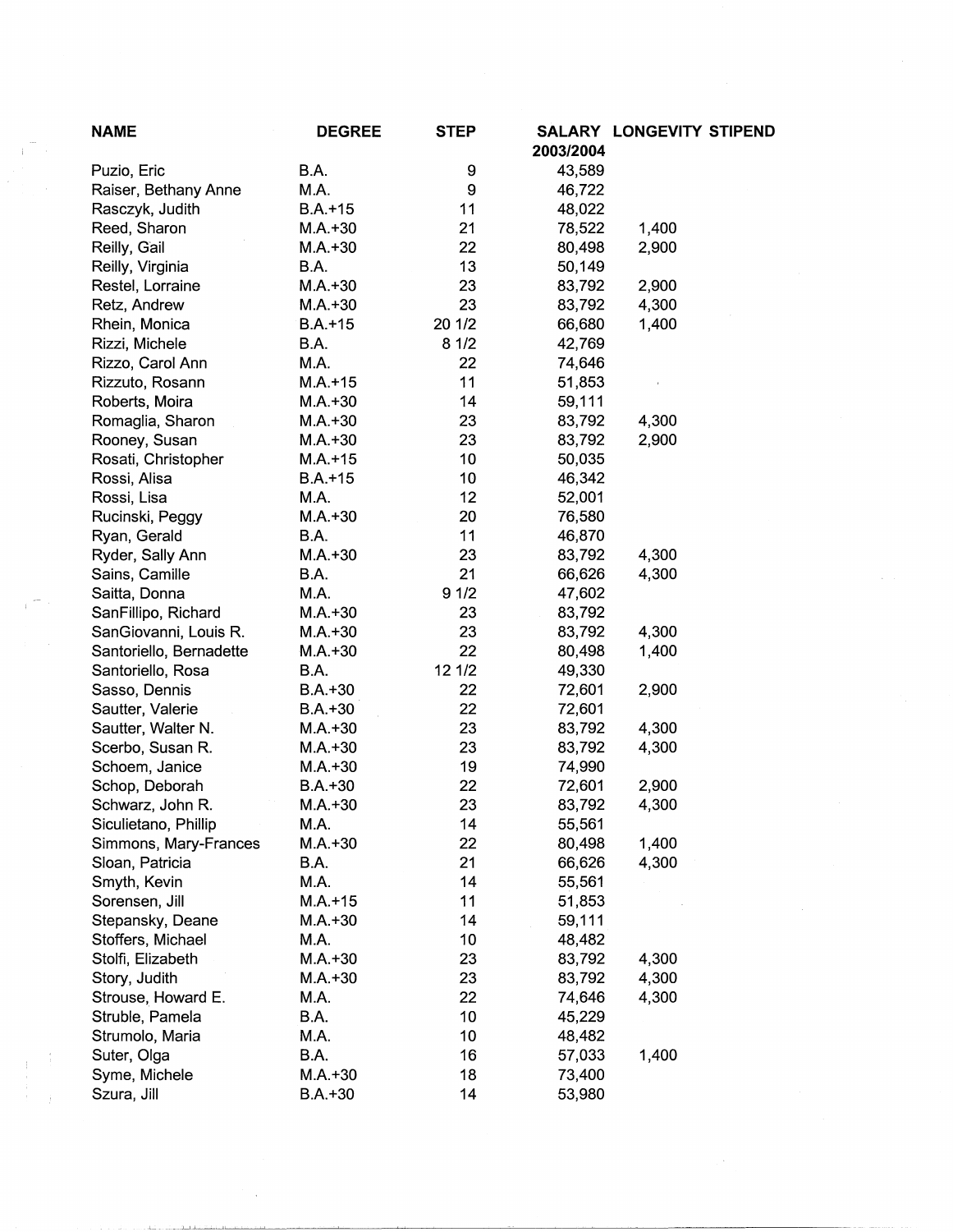| NAME | DEGREE | STEP | SALARY 2003/2004 | LONGEVITY STIPEND |
| --- | --- | --- | --- | --- |
| Puzio, Eric | B.A. | 9 | 43,589 | |
| Raiser, Bethany Anne | M.A. | 9 | 46,722 | |
| Rasczyk, Judith | B.A.+15 | 11 | 48,022 | |
| Reed, Sharon | M.A.+30 | 21 | 78,522 | 1,400 |
| Reilly, Gail | M.A.+30 | 22 | 80,498 | 2,900 |
| Reilly, Virginia | B.A. | 13 | 50,149 | |
| Restel, Lorraine | M.A.+30 | 23 | 83,792 | 2,900 |
| Retz, Andrew | M.A.+30 | 23 | 83,792 | 4,300 |
| Rhein, Monica | B.A.+15 | 20 1/2 | 66,680 | 1,400 |
| Rizzi, Michele | B.A. | 8 1/2 | 42,769 | |
| Rizzo, Carol Ann | M.A. | 22 | 74,646 | |
| Rizzuto, Rosann | M.A.+15 | 11 | 51,853 | |
| Roberts, Moira | M.A.+30 | 14 | 59,111 | |
| Romaglia, Sharon | M.A.+30 | 23 | 83,792 | 4,300 |
| Rooney, Susan | M.A.+30 | 23 | 83,792 | 2,900 |
| Rosati, Christopher | M.A.+15 | 10 | 50,035 | |
| Rossi, Alisa | B.A.+15 | 10 | 46,342 | |
| Rossi, Lisa | M.A. | 12 | 52,001 | |
| Rucinski, Peggy | M.A.+30 | 20 | 76,580 | |
| Ryan, Gerald | B.A. | 11 | 46,870 | |
| Ryder, Sally Ann | M.A.+30 | 23 | 83,792 | 4,300 |
| Sains, Camille | B.A. | 21 | 66,626 | 4,300 |
| Saitta, Donna | M.A. | 9 1/2 | 47,602 | |
| SanFillipo, Richard | M.A.+30 | 23 | 83,792 | |
| SanGiovanni, Louis R. | M.A.+30 | 23 | 83,792 | 4,300 |
| Santoriello, Bernadette | M.A.+30 | 22 | 80,498 | 1,400 |
| Santoriello, Rosa | B.A. | 12 1/2 | 49,330 | |
| Sasso, Dennis | B.A.+30 | 22 | 72,601 | 2,900 |
| Sautter, Valerie | B.A.+30 | 22 | 72,601 | |
| Sautter, Walter N. | M.A.+30 | 23 | 83,792 | 4,300 |
| Scerbo, Susan R. | M.A.+30 | 23 | 83,792 | 4,300 |
| Schoem, Janice | M.A.+30 | 19 | 74,990 | |
| Schop, Deborah | B.A.+30 | 22 | 72,601 | 2,900 |
| Schwarz, John R. | M.A.+30 | 23 | 83,792 | 4,300 |
| Siculietano, Phillip | M.A. | 14 | 55,561 | |
| Simmons, Mary-Frances | M.A.+30 | 22 | 80,498 | 1,400 |
| Sloan, Patricia | B.A. | 21 | 66,626 | 4,300 |
| Smyth, Kevin | M.A. | 14 | 55,561 | |
| Sorensen, Jill | M.A.+15 | 11 | 51,853 | |
| Stepansky, Deane | M.A.+30 | 14 | 59,111 | |
| Stoffers, Michael | M.A. | 10 | 48,482 | |
| Stolfi, Elizabeth | M.A.+30 | 23 | 83,792 | 4,300 |
| Story, Judith | M.A.+30 | 23 | 83,792 | 4,300 |
| Strouse, Howard E. | M.A. | 22 | 74,646 | 4,300 |
| Struble, Pamela | B.A. | 10 | 45,229 | |
| Strumolo, Maria | M.A. | 10 | 48,482 | |
| Suter, Olga | B.A. | 16 | 57,033 | 1,400 |
| Syme, Michele | M.A.+30 | 18 | 73,400 | |
| Szura, Jill | B.A.+30 | 14 | 53,980 | |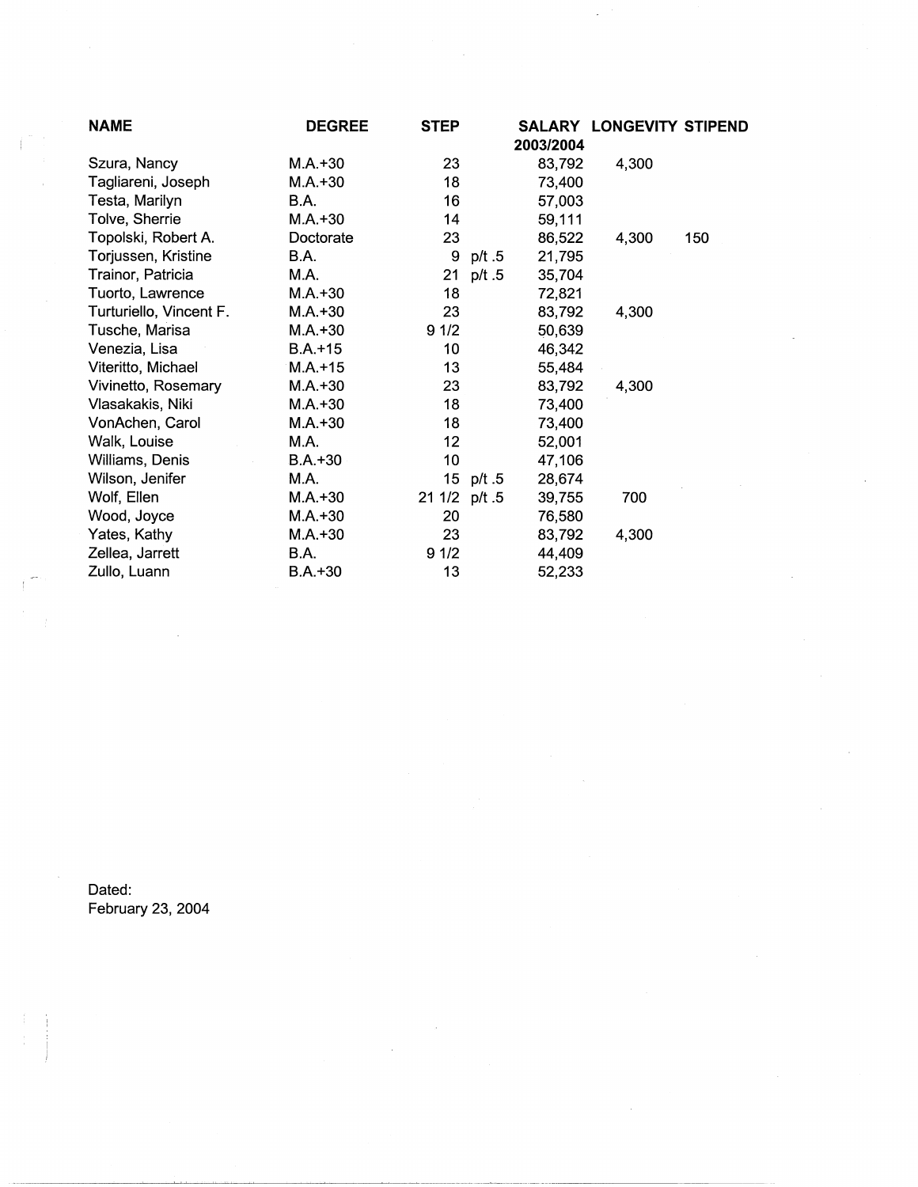| NAME | DEGREE | STEP | | SALARY 2003/2004 | LONGEVITY | STIPEND |
|---|---|---|---|---|---|---|
| Szura, Nancy | M.A.+30 | 23 | | 83,792 | 4,300 | |
| Tagliareni, Joseph | M.A.+30 | 18 | | 73,400 | | |
| Testa, Marilyn | B.A. | 16 | | 57,003 | | |
| Tolve, Sherrie | M.A.+30 | 14 | | 59,111 | | |
| Topolski, Robert A. | Doctorate | 23 | | 86,522 | 4,300 | 150 |
| Torjussen, Kristine | B.A. | 9 | p/t .5 | 21,795 | | |
| Trainor, Patricia | M.A. | 21 | p/t .5 | 35,704 | | |
| Tuorto, Lawrence | M.A.+30 | 18 | | 72,821 | | |
| Turturiello, Vincent F. | M.A.+30 | 23 | | 83,792 | 4,300 | |
| Tusche, Marisa | M.A.+30 | 9 1/2 | | 50,639 | | |
| Venezia, Lisa | B.A.+15 | 10 | | 46,342 | | |
| Viteritto, Michael | M.A.+15 | 13 | | 55,484 | | |
| Vivinetto, Rosemary | M.A.+30 | 23 | | 83,792 | 4,300 | |
| Vlasakakis, Niki | M.A.+30 | 18 | | 73,400 | | |
| VonAchen, Carol | M.A.+30 | 18 | | 73,400 | | |
| Walk, Louise | M.A. | 12 | | 52,001 | | |
| Williams, Denis | B.A.+30 | 10 | | 47,106 | | |
| Wilson, Jenifer | M.A. | 15 | p/t .5 | 28,674 | | |
| Wolf, Ellen | M.A.+30 | 21 1/2 | p/t .5 | 39,755 | 700 | |
| Wood, Joyce | M.A.+30 | 20 | | 76,580 | | |
| Yates, Kathy | M.A.+30 | 23 | | 83,792 | 4,300 | |
| Zellea, Jarrett | B.A. | 9 1/2 | | 44,409 | | |
| Zullo, Luann | B.A.+30 | 13 | | 52,233 | | |

Dated:
February 23, 2004